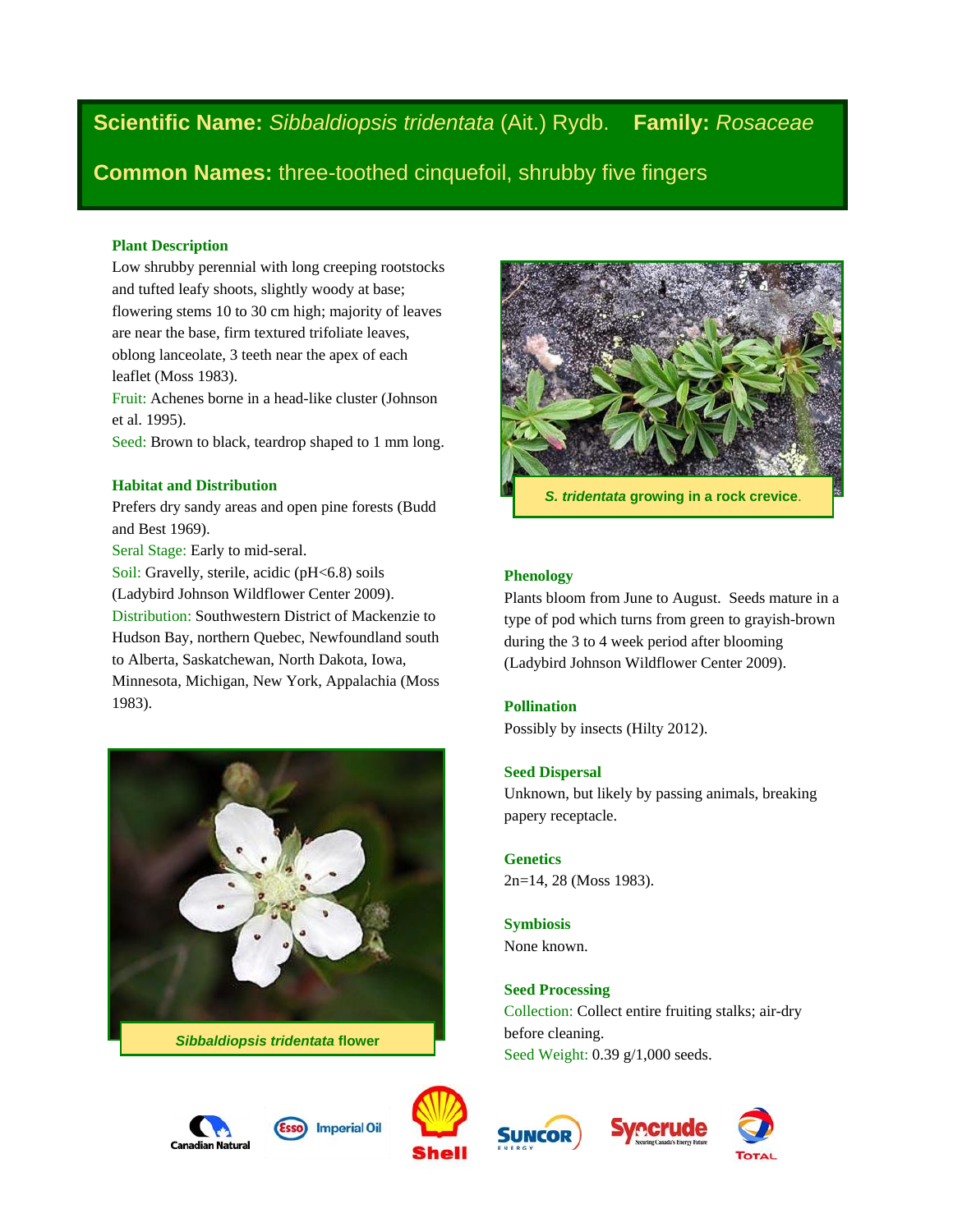**Scientific Name:** *Sibbaldiopsis tridentata* (Ait.) Rydb. **Family:** *Rosaceae*

**Common Names:** three-toothed cinquefoil, shrubby five fingers

## Plant Description

Low shrubby perennial with long creeping rootstocks and tufted leafy shoots, slightly woody at base; flowering stems 10 to 30 cm high; majority of leaves are near the base, firm textured trifoliate leaves, oblong lanceolate, 3 teeth near the apex of each leaflet (Moss 1983).

Fruit: Achenes borne in a head-like cluster (Johnson et al. 1995).

Seed: Brown to black, teardrop shaped to 1 mm long.

## Habitat and Distribution

Prefers dry sandy areas and open pine forests (Budd and Best 1969).

Seral Stage: Early to mid-seral.

Soil: Gravelly, sterile, acidic (pH<6.8) soils (Ladybird Johnson Wildflower Center 2009).

Distribution: Southwestern District of Mackenzie to Hudson Bay, northern Quebec, Newfoundland south to Alberta, Saskatchewan, North Dakota, Iowa, Minnesota, Michigan, New York, Appalachia (Moss 1983).

***Sibbaldiopsis tridentata*** **flower**

***S. tridentata*** **growing in a rock crevice.**

## Phenology

Plants bloom from June to August. Seeds mature in a type of pod which turns from green to grayish-brown during the 3 to 4 week period after blooming (Ladybird Johnson Wildflower Center 2009).

## Pollination

Possibly by insects (Hilty 2012).

## Seed Dispersal

Unknown, but likely by passing animals, breaking papery receptacle.

## Genetics

2n=14, 28 (Moss 1983).

## Symbiosis

None known.

## Seed Processing

Collection: Collect entire fruiting stalks; air-dry before cleaning.

Seed Weight: 0.39 g/1,000 seeds.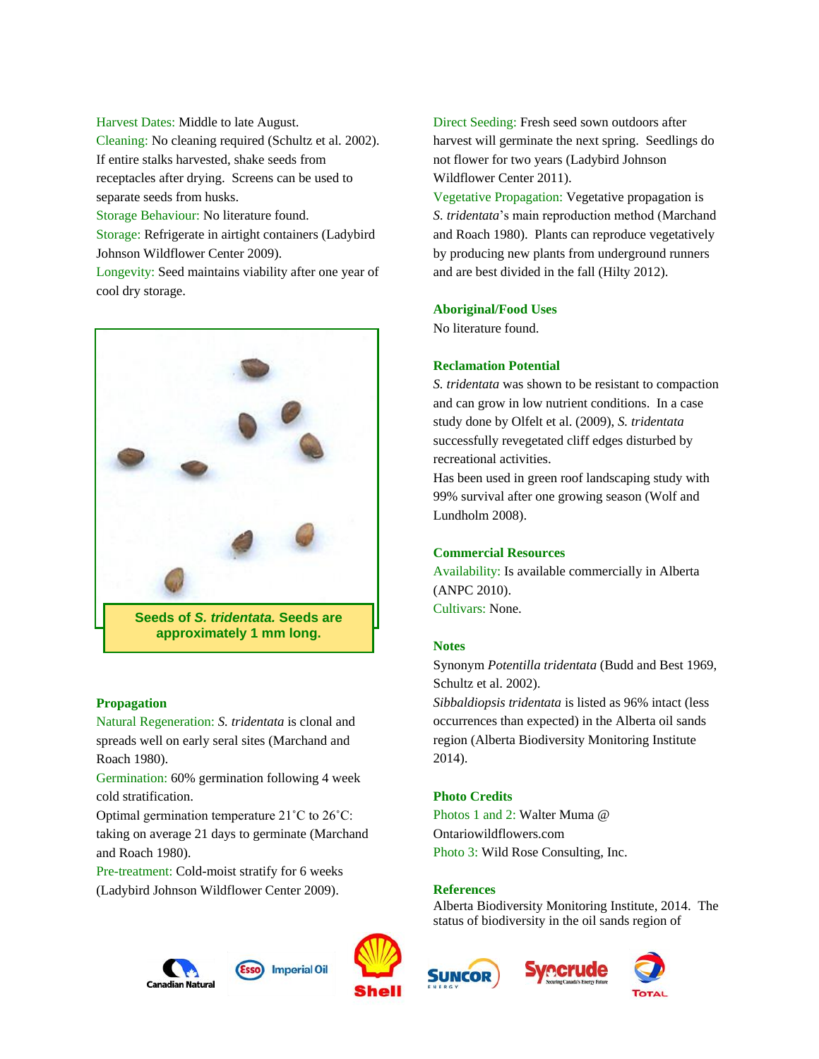Harvest Dates: Middle to late August.
Cleaning: No cleaning required (Schultz et al. 2002). If entire stalks harvested, shake seeds from receptacles after drying. Screens can be used to separate seeds from husks.
Storage Behaviour: No literature found.
Storage: Refrigerate in airtight containers (Ladybird Johnson Wildflower Center 2009).
Longevity: Seed maintains viability after one year of cool dry storage.

**Seeds of *S. tridentata.* Seeds are approximately 1 mm long.**

### Propagation

Natural Regeneration: *S. tridentata* is clonal and spreads well on early seral sites (Marchand and Roach 1980).
Germination: 60% germination following 4 week cold stratification.
Optimal germination temperature 21˚C to 26˚C: taking on average 21 days to germinate (Marchand and Roach 1980).
Pre-treatment: Cold-moist stratify for 6 weeks (Ladybird Johnson Wildflower Center 2009).
Direct Seeding: Fresh seed sown outdoors after harvest will germinate the next spring. Seedlings do not flower for two years (Ladybird Johnson Wildflower Center 2011).
Vegetative Propagation: Vegetative propagation is *S. tridentata*'s main reproduction method (Marchand and Roach 1980). Plants can reproduce vegetatively by producing new plants from underground runners and are best divided in the fall (Hilty 2012).

### Aboriginal/Food Uses

No literature found.

### Reclamation Potential

*S. tridentata* was shown to be resistant to compaction and can grow in low nutrient conditions. In a case study done by Olfelt et al. (2009), *S. tridentata* successfully revegetated cliff edges disturbed by recreational activities.
Has been used in green roof landscaping study with 99% survival after one growing season (Wolf and Lundholm 2008).

### Commercial Resources

Availability: Is available commercially in Alberta (ANPC 2010).
Cultivars: None.

### Notes

Synonym *Potentilla tridentata* (Budd and Best 1969, Schultz et al. 2002).
*Sibbaldiopsis tridentata* is listed as 96% intact (less occurrences than expected) in the Alberta oil sands region (Alberta Biodiversity Monitoring Institute 2014).

### Photo Credits

Photos 1 and 2: Walter Muma @ Ontariowildflowers.com
Photo 3: Wild Rose Consulting, Inc.

### References

Alberta Biodiversity Monitoring Institute, 2014. The status of biodiversity in the oil sands region of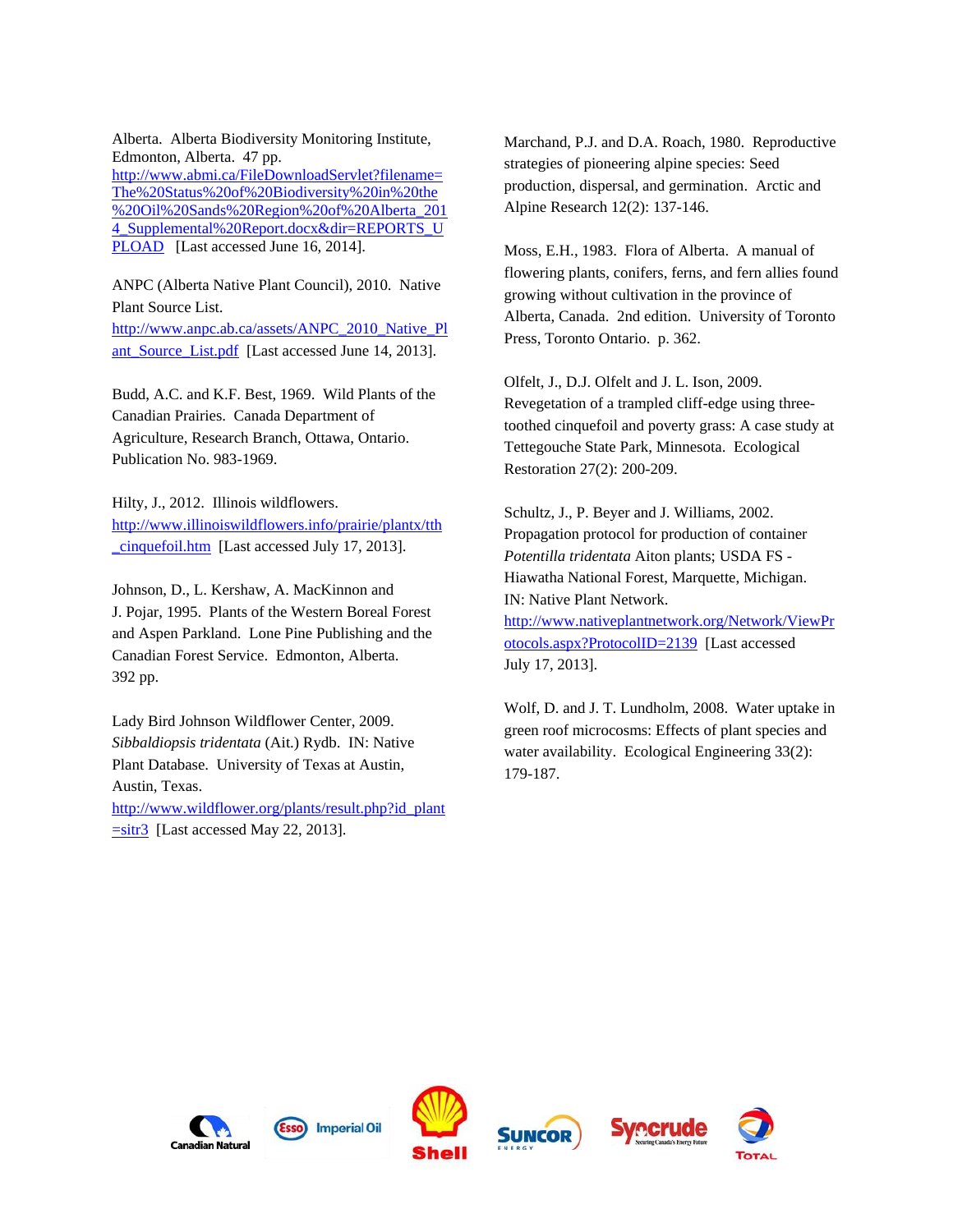Alberta. Alberta Biodiversity Monitoring Institute, Edmonton, Alberta. 47 pp. http://www.abmi.ca/FileDownloadServlet?filename=The%20Status%20of%20Biodiversity%20in%20the%20Oil%20Sands%20Region%20of%20Alberta_2014_Supplemental%20Report.docx&dir=REPORTS_UPLOAD [Last accessed June 16, 2014].

ANPC (Alberta Native Plant Council), 2010. Native Plant Source List. http://www.anpc.ab.ca/assets/ANPC_2010_Native_Plant_Source_List.pdf [Last accessed June 14, 2013].

Budd, A.C. and K.F. Best, 1969. Wild Plants of the Canadian Prairies. Canada Department of Agriculture, Research Branch, Ottawa, Ontario. Publication No. 983-1969.

Hilty, J., 2012. Illinois wildflowers. http://www.illinoiswildflowers.info/prairie/plantx/tth_cinquefoil.htm [Last accessed July 17, 2013].

Johnson, D., L. Kershaw, A. MacKinnon and J. Pojar, 1995. Plants of the Western Boreal Forest and Aspen Parkland. Lone Pine Publishing and the Canadian Forest Service. Edmonton, Alberta. 392 pp.

Lady Bird Johnson Wildflower Center, 2009. *Sibbaldiopsis tridentata* (Ait.) Rydb. IN: Native Plant Database. University of Texas at Austin, Austin, Texas. http://www.wildflower.org/plants/result.php?id_plant=sitr3 [Last accessed May 22, 2013].

Marchand, P.J. and D.A. Roach, 1980. Reproductive strategies of pioneering alpine species: Seed production, dispersal, and germination. Arctic and Alpine Research 12(2): 137-146.

Moss, E.H., 1983. Flora of Alberta. A manual of flowering plants, conifers, ferns, and fern allies found growing without cultivation in the province of Alberta, Canada. 2nd edition. University of Toronto Press, Toronto Ontario. p. 362.

Olfelt, J., D.J. Olfelt and J. L. Ison, 2009. Revegetation of a trampled cliff-edge using three-toothed cinquefoil and poverty grass: A case study at Tettegouche State Park, Minnesota. Ecological Restoration 27(2): 200-209.

Schultz, J., P. Beyer and J. Williams, 2002. Propagation protocol for production of container *Potentilla tridentata* Aiton plants; USDA FS - Hiawatha National Forest, Marquette, Michigan. IN: Native Plant Network. http://www.nativeplantnetwork.org/Network/ViewProtocols.aspx?ProtocolID=2139 [Last accessed July 17, 2013].

Wolf, D. and J. T. Lundholm, 2008. Water uptake in green roof microcosms: Effects of plant species and water availability. Ecological Engineering 33(2): 179-187.